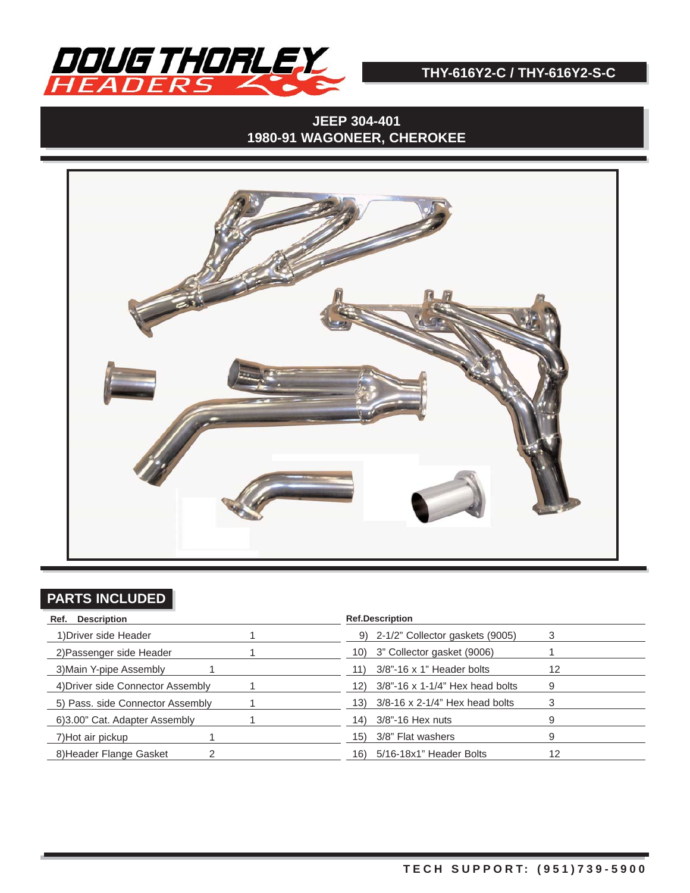# DOUG THORLEY HEADERS

**THY-616Y2-C / THY-616Y2-S-C**

## JEEP 304-401
## 1980-91 WAGONEER, CHEROKEE

## PARTS INCLUDED

| Ref. | Description | Qty |
|---|---|---|
| 1) | Driver side Header | 1 |
| 2) | Passenger side Header | 1 |
| 3) | Main Y-pipe Assembly | 1 |
| 4) | Driver side Connector Assembly | 1 |
| 5) | Pass. side Connector Assembly | 1 |
| 6) | 3.00" Cat. Adapter Assembly | 1 |
| 7) | Hot air pickup | 1 |
| 8) | Header Flange Gasket | 2 |
| 9) | 2-1/2" Collector gaskets (9005) | 3 |
| 10) | 3" Collector gasket (9006) | 1 |
| 11) | 3/8"-16 x 1" Header bolts | 12 |
| 12) | 3/8"-16 x 1-1/4" Hex head bolts | 9 |
| 13) | 3/8-16 x 2-1/4" Hex head bolts | 3 |
| 14) | 3/8"-16 Hex nuts | 9 |
| 15) | 3/8" Flat washers | 9 |
| 16) | 5/16-18x1" Header Bolts | 12 |

**TECH SUPPORT: (951)739-5900**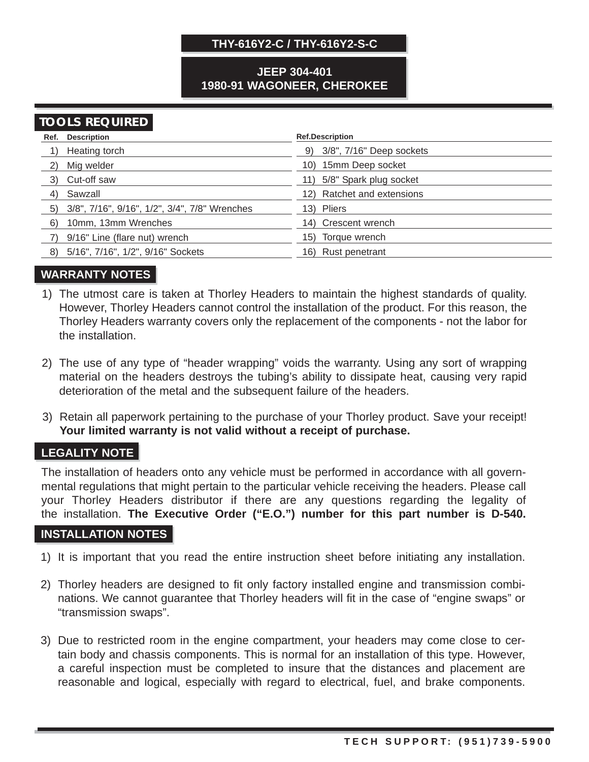# THY-616Y2-C / THY-616Y2-S-C

## JEEP 304-401
## 1980-91 WAGONEER, CHEROKEE

## TOOLS REQUIRED

| Ref. | Description | Ref. | Description |
|---|---|---|---|
| 1) | Heating torch | 9) | 3/8", 7/16" Deep sockets |
| 2) | Mig welder | 10) | 15mm Deep socket |
| 3) | Cut-off saw | 11) | 5/8" Spark plug socket |
| 4) | Sawzall | 12) | Ratchet and extensions |
| 5) | 3/8", 7/16", 9/16", 1/2", 3/4", 7/8" Wrenches | 13) | Pliers |
| 6) | 10mm, 13mm Wrenches | 14) | Crescent wrench |
| 7) | 9/16" Line (flare nut) wrench | 15) | Torque wrench |
| 8) | 5/16", 7/16", 1/2", 9/16" Sockets | 16) | Rust penetrant |

## WARRANTY NOTES

1) The utmost care is taken at Thorley Headers to maintain the highest standards of quality. However, Thorley Headers cannot control the installation of the product. For this reason, the Thorley Headers warranty covers only the replacement of the components - not the labor for the installation.

2) The use of any type of “header wrapping” voids the warranty. Using any sort of wrapping material on the headers destroys the tubing’s ability to dissipate heat, causing very rapid deterioration of the metal and the subsequent failure of the headers.

3) Retain all paperwork pertaining to the purchase of your Thorley product. Save your receipt! **Your limited warranty is not valid without a receipt of purchase.**

## LEGALITY NOTE

The installation of headers onto any vehicle must be performed in accordance with all governmental regulations that might pertain to the particular vehicle receiving the headers. Please call your Thorley Headers distributor if there are any questions regarding the legality of the installation. **The Executive Order (“E.O.”) number for this part number is D-540.**

## INSTALLATION NOTES

1) It is important that you read the entire instruction sheet before initiating any installation.

2) Thorley headers are designed to fit only factory installed engine and transmission combinations. We cannot guarantee that Thorley headers will fit in the case of “engine swaps” or “transmission swaps”.

3) Due to restricted room in the engine compartment, your headers may come close to certain body and chassis components. This is normal for an installation of this type. However, a careful inspection must be completed to insure that the distances and placement are reasonable and logical, especially with regard to electrical, fuel, and brake components.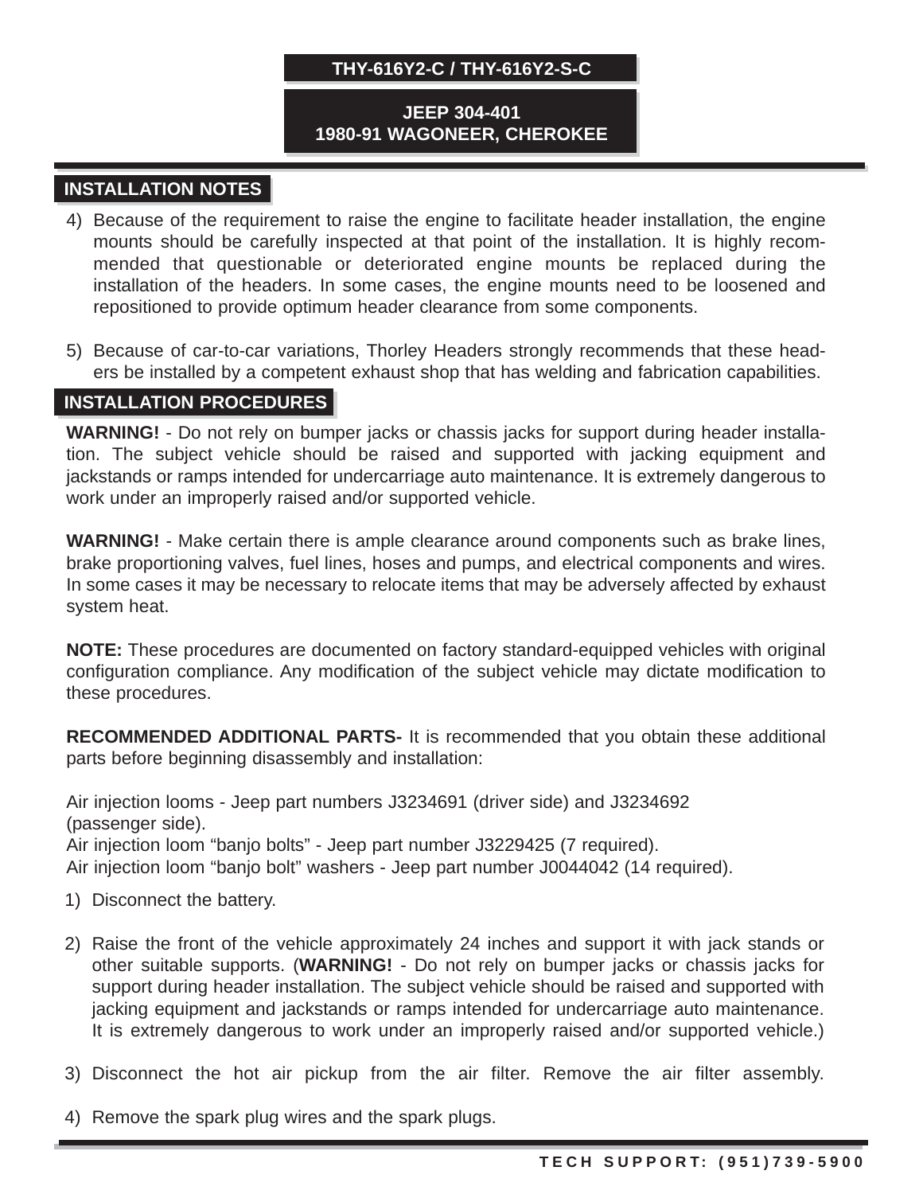**THY-616Y2-C / THY-616Y2-S-C**

**JEEP 304-401**
**1980-91 WAGONEER, CHEROKEE**

## INSTALLATION NOTES

4) Because of the requirement to raise the engine to facilitate header installation, the engine mounts should be carefully inspected at that point of the installation. It is highly recommended that questionable or deteriorated engine mounts be replaced during the installation of the headers. In some cases, the engine mounts need to be loosened and repositioned to provide optimum header clearance from some components.

5) Because of car-to-car variations, Thorley Headers strongly recommends that these headers be installed by a competent exhaust shop that has welding and fabrication capabilities.

## INSTALLATION PROCEDURES

**WARNING!** - Do not rely on bumper jacks or chassis jacks for support during header installation. The subject vehicle should be raised and supported with jacking equipment and jackstands or ramps intended for undercarriage auto maintenance. It is extremely dangerous to work under an improperly raised and/or supported vehicle.

**WARNING!** - Make certain there is ample clearance around components such as brake lines, brake proportioning valves, fuel lines, hoses and pumps, and electrical components and wires. In some cases it may be necessary to relocate items that may be adversely affected by exhaust system heat.

**NOTE:** These procedures are documented on factory standard-equipped vehicles with original configuration compliance. Any modification of the subject vehicle may dictate modification to these procedures.

**RECOMMENDED ADDITIONAL PARTS-** It is recommended that you obtain these additional parts before beginning disassembly and installation:

Air injection looms - Jeep part numbers J3234691 (driver side) and J3234692 (passenger side).
Air injection loom “banjo bolts” - Jeep part number J3229425 (7 required).
Air injection loom “banjo bolt” washers - Jeep part number J0044042 (14 required).

1) Disconnect the battery.

2) Raise the front of the vehicle approximately 24 inches and support it with jack stands or other suitable supports. (**WARNING!** - Do not rely on bumper jacks or chassis jacks for support during header installation. The subject vehicle should be raised and supported with jacking equipment and jackstands or ramps intended for undercarriage auto maintenance. It is extremely dangerous to work under an improperly raised and/or supported vehicle.)

3) Disconnect the hot air pickup from the air filter. Remove the air filter assembly.

4) Remove the spark plug wires and the spark plugs.

TECH SUPPORT: (951)739-5900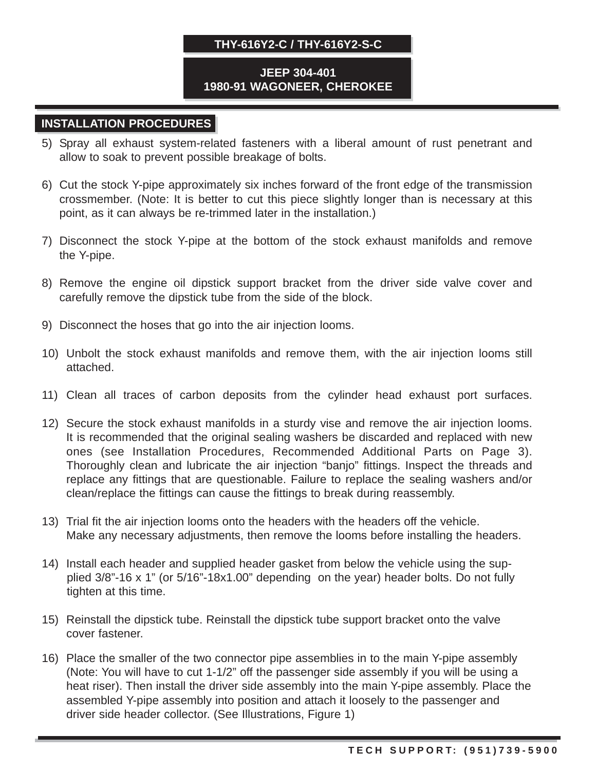**THY-616Y2-C / THY-616Y2-S-C**

**JEEP 304-401**
**1980-91 WAGONEER, CHEROKEE**

## INSTALLATION PROCEDURES

5) Spray all exhaust system-related fasteners with a liberal amount of rust penetrant and allow to soak to prevent possible breakage of bolts.

6) Cut the stock Y-pipe approximately six inches forward of the front edge of the transmission crossmember. (Note: It is better to cut this piece slightly longer than is necessary at this point, as it can always be re-trimmed later in the installation.)

7) Disconnect the stock Y-pipe at the bottom of the stock exhaust manifolds and remove the Y-pipe.

8) Remove the engine oil dipstick support bracket from the driver side valve cover and carefully remove the dipstick tube from the side of the block.

9) Disconnect the hoses that go into the air injection looms.

10) Unbolt the stock exhaust manifolds and remove them, with the air injection looms still attached.

11) Clean all traces of carbon deposits from the cylinder head exhaust port surfaces.

12) Secure the stock exhaust manifolds in a sturdy vise and remove the air injection looms. It is recommended that the original sealing washers be discarded and replaced with new ones (see Installation Procedures, Recommended Additional Parts on Page 3). Thoroughly clean and lubricate the air injection "banjo" fittings. Inspect the threads and replace any fittings that are questionable. Failure to replace the sealing washers and/or clean/replace the fittings can cause the fittings to break during reassembly.

13) Trial fit the air injection looms onto the headers with the headers off the vehicle. Make any necessary adjustments, then remove the looms before installing the headers.

14) Install each header and supplied header gasket from below the vehicle using the supplied 3/8"-16 x 1" (or 5/16"-18x1.00" depending on the year) header bolts. Do not fully tighten at this time.

15) Reinstall the dipstick tube. Reinstall the dipstick tube support bracket onto the valve cover fastener.

16) Place the smaller of the two connector pipe assemblies in to the main Y-pipe assembly (Note: You will have to cut 1-1/2" off the passenger side assembly if you will be using a heat riser). Then install the driver side assembly into the main Y-pipe assembly. Place the assembled Y-pipe assembly into position and attach it loosely to the passenger and driver side header collector. (See Illustrations, Figure 1)

TECH SUPPORT: (951)739-5900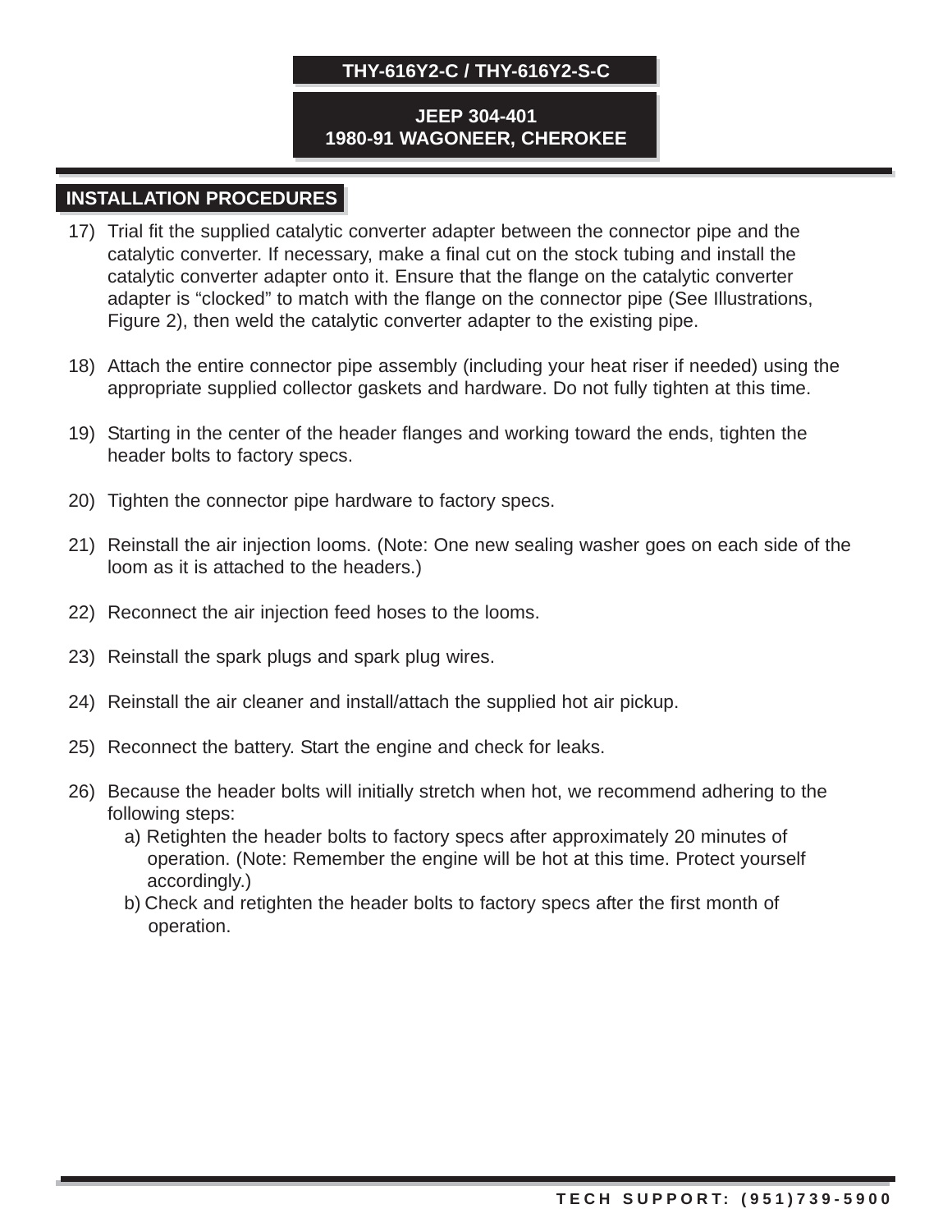**THY-616Y2-C / THY-616Y2-S-C**

**JEEP 304-401**
**1980-91 WAGONEER, CHEROKEE**

## INSTALLATION PROCEDURES

17) Trial fit the supplied catalytic converter adapter between the connector pipe and the catalytic converter. If necessary, make a final cut on the stock tubing and install the catalytic converter adapter onto it. Ensure that the flange on the catalytic converter adapter is “clocked” to match with the flange on the connector pipe (See Illustrations, Figure 2), then weld the catalytic converter adapter to the existing pipe.

18) Attach the entire connector pipe assembly (including your heat riser if needed) using the appropriate supplied collector gaskets and hardware. Do not fully tighten at this time.

19) Starting in the center of the header flanges and working toward the ends, tighten the header bolts to factory specs.

20) Tighten the connector pipe hardware to factory specs.

21) Reinstall the air injection looms. (Note: One new sealing washer goes on each side of the loom as it is attached to the headers.)

22) Reconnect the air injection feed hoses to the looms.

23) Reinstall the spark plugs and spark plug wires.

24) Reinstall the air cleaner and install/attach the supplied hot air pickup.

25) Reconnect the battery. Start the engine and check for leaks.

26) Because the header bolts will initially stretch when hot, we recommend adhering to the following steps:
    a) Retighten the header bolts to factory specs after approximately 20 minutes of operation. (Note: Remember the engine will be hot at this time. Protect yourself accordingly.)
    b) Check and retighten the header bolts to factory specs after the first month of operation.

TECH SUPPORT: (951)739-5900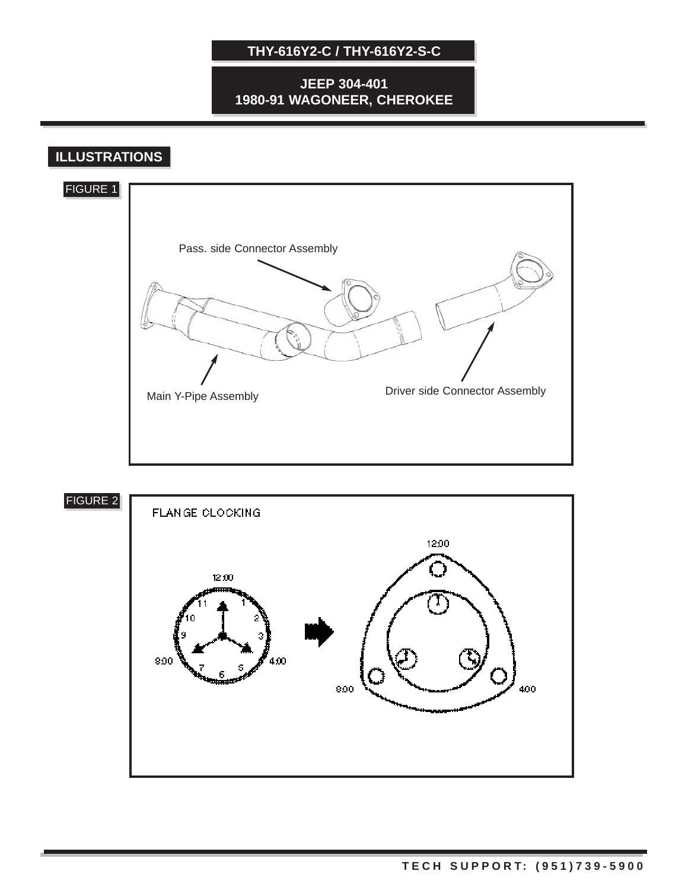THY-616Y2-C / THY-616Y2-S-C

JEEP 304-401
1980-91 WAGONEER, CHEROKEE

## ILLUSTRATIONS

FIGURE 1

Pass. side Connector Assembly

Main Y-Pipe Assembly

Driver side Connector Assembly

FIGURE 2

FLANGE CLOCKING

12:00

8:00

4:00

12:00

8:00

4:00

TECH SUPPORT: (951)739-5900